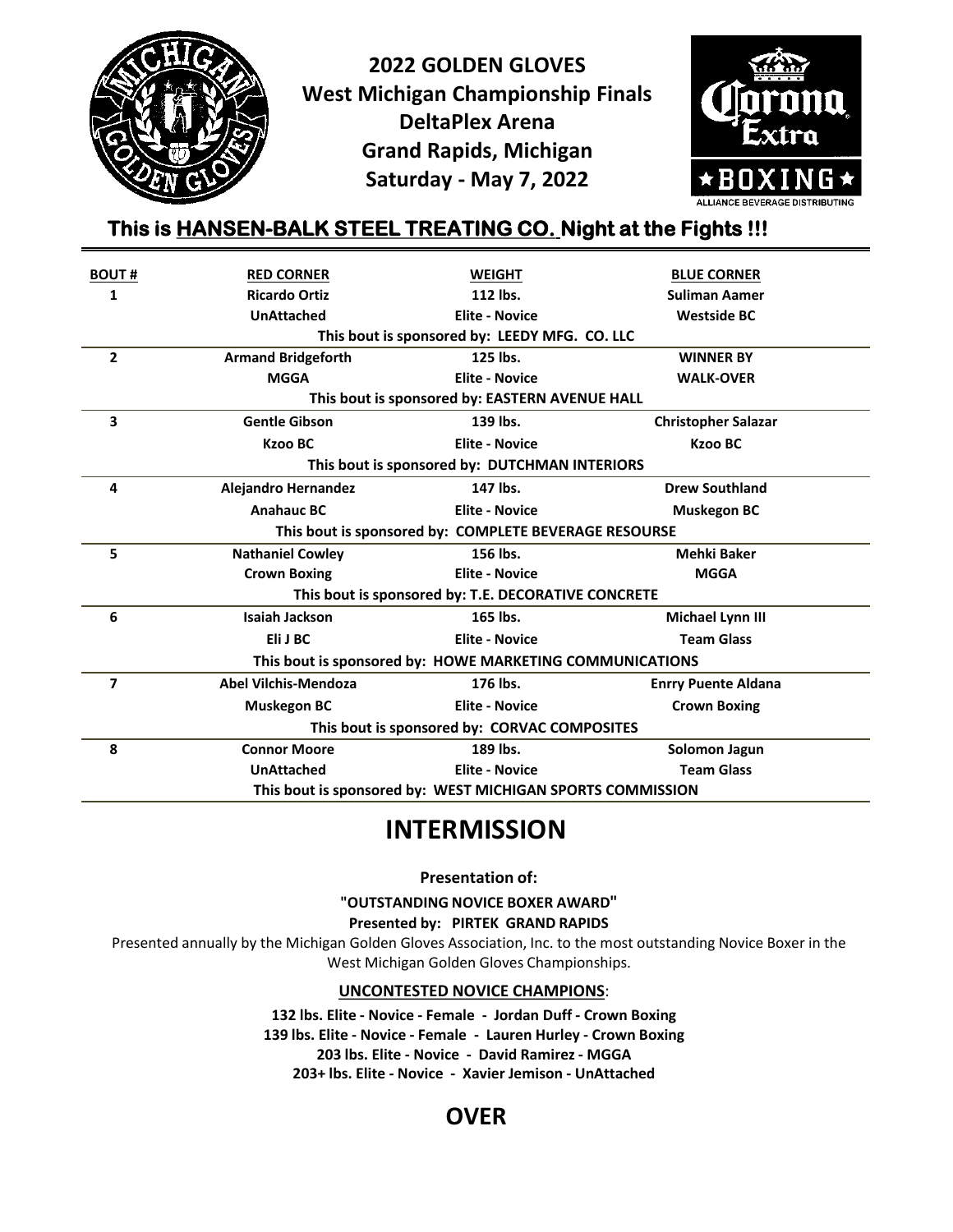# 2022 GOLDEN GLOVES

## West Michigan Championship Finals

**DeltaPlex Arena**
**Grand Rapids, Michigan**
**Saturday - May 7, 2022**

### This is HANSEN-BALK STEEL TREATING CO. Night at the Fights !!!

| BOUT # | RED CORNER | WEIGHT | BLUE CORNER |
|---|---|---|---|
| 1 | Ricardo Ortiz | 112 lbs. | Suliman Aamer |
| | UnAttached | Elite - Novice | Westside BC |
| | This bout is sponsored by: LEEDY MFG. CO. LLC | | |
| 2 | Armand Bridgeforth | 125 lbs. | WINNER BY |
| | MGGA | Elite - Novice | WALK-OVER |
| | This bout is sponsored by: EASTERN AVENUE HALL | | |
| 3 | Gentle Gibson | 139 lbs. | Christopher Salazar |
| | Kzoo BC | Elite - Novice | Kzoo BC |
| | This bout is sponsored by: DUTCHMAN INTERIORS | | |
| 4 | Alejandro Hernandez | 147 lbs. | Drew Southland |
| | Anahauc BC | Elite - Novice | Muskegon BC |
| | This bout is sponsored by: COMPLETE BEVERAGE RESOURSE | | |
| 5 | Nathaniel Cowley | 156 lbs. | Mehki Baker |
| | Crown Boxing | Elite - Novice | MGGA |
| | This bout is sponsored by: T.E. DECORATIVE CONCRETE | | |
| 6 | Isaiah Jackson | 165 lbs. | Michael Lynn III |
| | Eli J BC | Elite - Novice | Team Glass |
| | This bout is sponsored by: HOWE MARKETING COMMUNICATIONS | | |
| 7 | Abel Vilchis-Mendoza | 176 lbs. | Enrry Puente Aldana |
| | Muskegon BC | Elite - Novice | Crown Boxing |
| | This bout is sponsored by: CORVAC COMPOSITES | | |
| 8 | Connor Moore | 189 lbs. | Solomon Jagun |
| | UnAttached | Elite - Novice | Team Glass |
| | This bout is sponsored by: WEST MICHIGAN SPORTS COMMISSION | | |

# INTERMISSION

**Presentation of:**

**"OUTSTANDING NOVICE BOXER AWARD"**

**Presented by: PIRTEK GRAND RAPIDS**

Presented annually by the Michigan Golden Gloves Association, Inc. to the most outstanding Novice Boxer in the West Michigan Golden Gloves Championships.

**UNCONTESTED NOVICE CHAMPIONS**:

**132 lbs. Elite - Novice - Female - Jordan Duff - Crown Boxing**
**139 lbs. Elite - Novice - Female - Lauren Hurley - Crown Boxing**
**203 lbs. Elite - Novice - David Ramirez - MGGA**
**203+ lbs. Elite - Novice - Xavier Jemison - UnAttached**

## OVER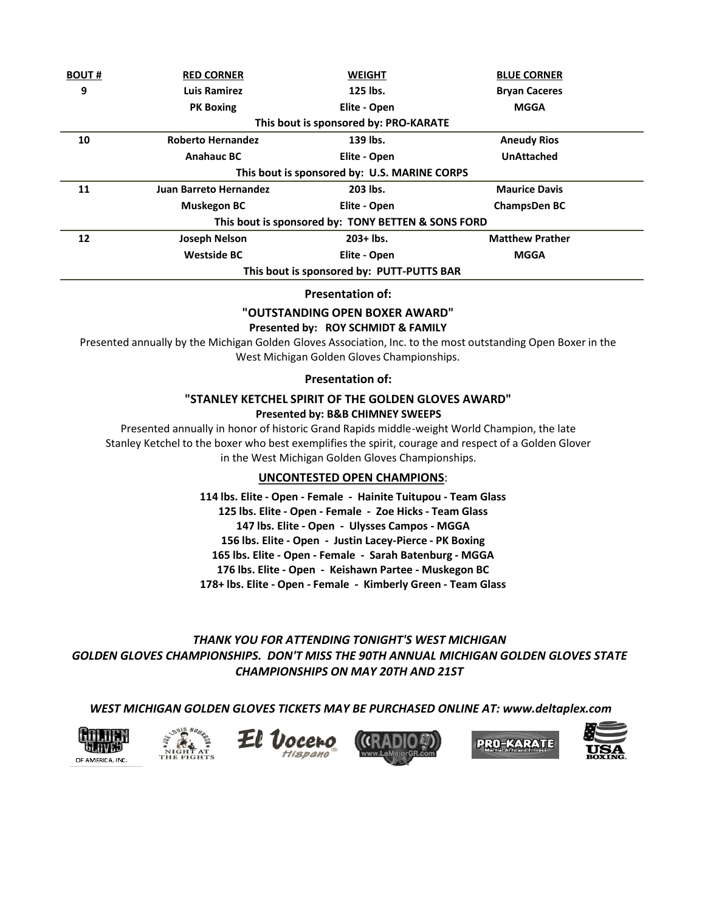| BOUT # | RED CORNER | WEIGHT | BLUE CORNER |
|---|---|---|---|
| 9 | Luis Ramirez | 125 lbs. | Bryan Caceres |
| | PK Boxing | Elite - Open | MGGA |
| | | This bout is sponsored by: PRO-KARATE | |
| 10 | Roberto Hernandez | 139 lbs. | Aneudy Rios |
| | Anahauc BC | Elite - Open | UnAttached |
| | | This bout is sponsored by: U.S. MARINE CORPS | |
| 11 | Juan Barreto Hernandez | 203 lbs. | Maurice Davis |
| | Muskegon BC | Elite - Open | ChampsDen BC |
| | | This bout is sponsored by: TONY BETTEN & SONS FORD | |
| 12 | Joseph Nelson | 203+ lbs. | Matthew Prather |
| | Westside BC | Elite - Open | MGGA |
| | | This bout is sponsored by: PUTT-PUTTS BAR | |

**Presentation of:**

**"OUTSTANDING OPEN BOXER AWARD"**

**Presented by: ROY SCHMIDT & FAMILY**

Presented annually by the Michigan Golden Gloves Association, Inc. to the most outstanding Open Boxer in the West Michigan Golden Gloves Championships.

**Presentation of:**

**"STANLEY KETCHEL SPIRIT OF THE GOLDEN GLOVES AWARD"**

**Presented by: B&B CHIMNEY SWEEPS**

Presented annually in honor of historic Grand Rapids middle-weight World Champion, the late Stanley Ketchel to the boxer who best exemplifies the spirit, courage and respect of a Golden Glover in the West Michigan Golden Gloves Championships.

**UNCONTESTED OPEN CHAMPIONS**:

**114 lbs. Elite - Open - Female - Hainite Tuitupou - Team Glass**
**125 lbs. Elite - Open - Female - Zoe Hicks - Team Glass**
**147 lbs. Elite - Open - Ulysses Campos - MGGA**
**156 lbs. Elite - Open - Justin Lacey-Pierce - PK Boxing**
**165 lbs. Elite - Open - Female - Sarah Batenburg - MGGA**
**176 lbs. Elite - Open - Keishawn Partee - Muskegon BC**
**178+ lbs. Elite - Open - Female - Kimberly Green - Team Glass**

***THANK YOU FOR ATTENDING TONIGHT'S WEST MICHIGAN GOLDEN GLOVES CHAMPIONSHIPS. DON'T MISS THE 90TH ANNUAL MICHIGAN GOLDEN GLOVES STATE CHAMPIONSHIPS ON MAY 20TH AND 21ST***

***WEST MICHIGAN GOLDEN GLOVES TICKETS MAY BE PURCHASED ONLINE AT: www.deltaplex.com***